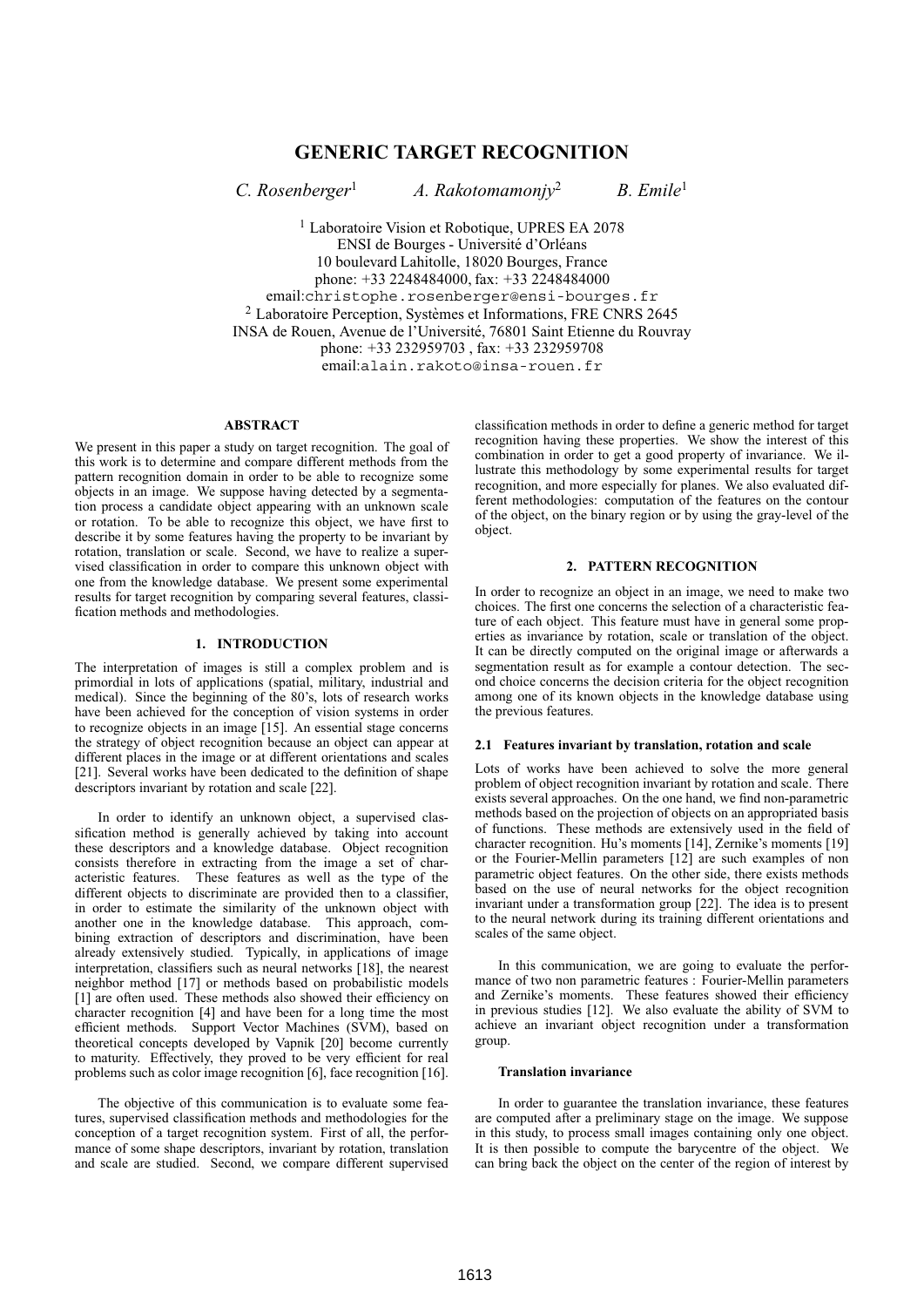# GENERIC TARGET RECOGNITION

*C. Rosenberger*[1] *A. Rakotomamonjy*[2] *B. Emile*[1]

[1] Laboratoire Vision et Robotique, UPRES EA 2078
ENSI de Bourges - Université d'Orléans
10 boulevard Lahitolle, 18020 Bourges, France
phone: +33 2248484000, fax: +33 2248484000
email:christophe.rosenberger@ensi-bourges.fr
[2] Laboratoire Perception, Systèmes et Informations, FRE CNRS 2645
INSA de Rouen, Avenue de l'Université, 76801 Saint Etienne du Rouvray
phone: +33 232959703 , fax: +33 232959708
email:alain.rakoto@insa-rouen.fr

## ABSTRACT

We present in this paper a study on target recognition. The goal of this work is to determine and compare different methods from the pattern recognition domain in order to be able to recognize some objects in an image. We suppose having detected by a segmentation process a candidate object appearing with an unknown scale or rotation. To be able to recognize this object, we have first to describe it by some features having the property to be invariant by rotation, translation or scale. Second, we have to realize a supervised classification in order to compare this unknown object with one from the knowledge database. We present some experimental results for target recognition by comparing several features, classification methods and methodologies.

## 1. INTRODUCTION

The interpretation of images is still a complex problem and is primordial in lots of applications (spatial, military, industrial and medical). Since the beginning of the 80's, lots of research works have been achieved for the conception of vision systems in order to recognize objects in an image [15]. An essential stage concerns the strategy of object recognition because an object can appear at different places in the image or at different orientations and scales [21]. Several works have been dedicated to the definition of shape descriptors invariant by rotation and scale [22].

In order to identify an unknown object, a supervised classification method is generally achieved by taking into account these descriptors and a knowledge database. Object recognition consists therefore in extracting from the image a set of characteristic features. These features as well as the type of the different objects to discriminate are provided then to a classifier, in order to estimate the similarity of the unknown object with another one in the knowledge database. This approach, combining extraction of descriptors and discrimination, have been already extensively studied. Typically, in applications of image interpretation, classifiers such as neural networks [18], the nearest neighbor method [17] or methods based on probabilistic models [1] are often used. These methods also showed their efficiency on character recognition [4] and have been for a long time the most efficient methods. Support Vector Machines (SVM), based on theoretical concepts developed by Vapnik [20] become currently to maturity. Effectively, they proved to be very efficient for real problems such as color image recognition [6], face recognition [16].

The objective of this communication is to evaluate some features, supervised classification methods and methodologies for the conception of a target recognition system. First of all, the performance of some shape descriptors, invariant by rotation, translation and scale are studied. Second, we compare different supervised classification methods in order to define a generic method for target recognition having these properties. We show the interest of this combination in order to get a good property of invariance. We illustrate this methodology by some experimental results for target recognition, and more especially for planes. We also evaluated different methodologies: computation of the features on the contour of the object, on the binary region or by using the gray-level of the object.

## 2. PATTERN RECOGNITION

In order to recognize an object in an image, we need to make two choices. The first one concerns the selection of a characteristic feature of each object. This feature must have in general some properties as invariance by rotation, scale or translation of the object. It can be directly computed on the original image or afterwards a segmentation result as for example a contour detection. The second choice concerns the decision criteria for the object recognition among one of its known objects in the knowledge database using the previous features.

### 2.1 Features invariant by translation, rotation and scale

Lots of works have been achieved to solve the more general problem of object recognition invariant by rotation and scale. There exists several approaches. On the one hand, we find non-parametric methods based on the projection of objects on an appropriated basis of functions. These methods are extensively used in the field of character recognition. Hu's moments [14], Zernike's moments [19] or the Fourier-Mellin parameters [12] are such examples of non parametric object features. On the other side, there exists methods based on the use of neural networks for the object recognition invariant under a transformation group [22]. The idea is to present to the neural network during its training different orientations and scales of the same object.

In this communication, we are going to evaluate the performance of two non parametric features : Fourier-Mellin parameters and Zernike's moments. These features showed their efficiency in previous studies [12]. We also evaluate the ability of SVM to achieve an invariant object recognition under a transformation group.

#### Translation invariance

In order to guarantee the translation invariance, these features are computed after a preliminary stage on the image. We suppose in this study, to process small images containing only one object. It is then possible to compute the barycentre of the object. We can bring back the object on the center of the region of interest by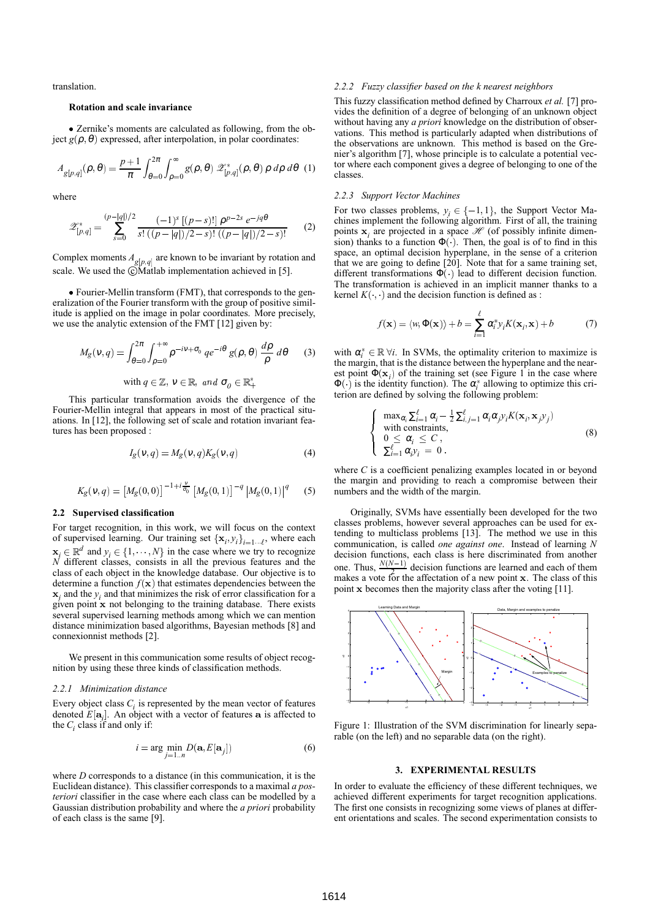translation.

**Rotation and scale invariance**

• Zernike's moments are calculated as following, from the object $g(\rho,\theta)$ expressed, after interpolation, in polar coordinates:

$$A_{g[p,q]}(\rho,\theta) = \frac{p+1}{\pi}\int_{\theta=0}^{2\pi}\int_{\rho=0}^{\infty} g(\rho,\theta)\,\mathscr{Z}^{*}_{[p,q]}(\rho,\theta)\,\rho\,d\rho\,d\theta \quad (1)$$

where

$$\mathscr{Z}^{*}_{[p,q]} = \sum_{s=0}^{(p-|q|)/2} \frac{(-1)^s\,[(p-s)!]\,\rho^{p-2s}\,e^{-jq\theta}}{s!\,((p-|q|)/2-s)!\,((p-|q|)/2-s)!} \qquad (2)$$

Complex moments $A_{g[p,q]}$ are known to be invariant by rotation and scale. We used the ©Matlab implementation achieved in [5].

• Fourier-Mellin transform (FMT), that corresponds to the generalization of the Fourier transform with the group of positive similitude is applied on the image in polar coordinates. More precisely, we use the analytic extension of the FMT [12] given by:

$$M_g(\nu,q) = \int_{\theta=0}^{2\pi}\int_{\rho=0}^{+\infty} \rho^{-i\nu+\sigma_0}\,qe^{-i\theta}\,g(\rho,\theta)\,\frac{d\rho}{\rho}\,d\theta \qquad (3)$$

$$\text{with } q\in\mathbb{Z},\ \nu\in\mathbb{R},\ and\ \sigma_0\in\mathbb{R}^{*}_{+}$$

This particular transformation avoids the divergence of the Fourier-Mellin integral that appears in most of the practical situations. In [12], the following set of scale and rotation invariant features has been proposed :

$$I_g(\nu,q) = M_g(\nu,q)K_g(\nu,q) \qquad (4)$$

$$K_g(\nu,q) = \left[M_g(0,0)\right]^{-1+i\frac{\nu}{\sigma_0}}\left[M_g(0,1)\right]^{-q}\left|M_g(0,1)\right|^{q} \qquad (5)$$

### 2.2 Supervised classification

For target recognition, in this work, we will focus on the context of supervised learning. Our training set $\{\mathbf{x}_i, y_i\}_{i=1\cdots\ell}$, where each $\mathbf{x}_i\in\mathbb{R}^d$ and $y_i\in\{1,\cdots,N\}$ in the case where we try to recognize $N$ different classes, consists in all the previous features and the class of each object in the knowledge database. Our objective is to determine a function $f(\mathbf{x})$ that estimates dependencies between the $\mathbf{x}_i$ and the $y_i$ and that minimizes the risk of error classification for a given point $\mathbf{x}$ not belonging to the training database. There exists several supervised learning methods among which we can mention distance minimization based algorithms, Bayesian methods [8] and connexionnist methods [2].

We present in this communication some results of object recognition by using these three kinds of classification methods.

#### 2.2.1 *Minimization distance*

Every object class $C_i$ is represented by the mean vector of features denoted $E[\mathbf{a}_i]$. An object with a vector of features $\mathbf{a}$ is affected to the $C_i$ class if and only if:

$$i = \arg\min_{j=1..n} D(\mathbf{a}, E[\mathbf{a}_j]) \qquad (6)$$

where $D$ corresponds to a distance (in this communication, it is the Euclidean distance). This classifier corresponds to a maximal *a posteriori* classifier in the case where each class can be modelled by a Gaussian distribution probability and where the *a priori* probability of each class is the same [9].

#### 2.2.2 *Fuzzy classifier based on the k nearest neighbors*

This fuzzy classification method defined by Charroux *et al.* [7] provides the definition of a degree of belonging of an unknown object without having any *a priori* knowledge on the distribution of observations. This method is particularly adapted when distributions of the observations are unknown. This method is based on the Grenier's algorithm [7], whose principle is to calculate a potential vector where each component gives a degree of belonging to one of the classes.

#### 2.2.3 *Support Vector Machines*

For two classes problems, $y_i\in\{-1,1\}$, the Support Vector Machines implement the following algorithm. First of all, the training points $\mathbf{x}_i$ are projected in a space $\mathscr{H}$ (of possibly infinite dimension) thanks to a function $\Phi(\cdot)$. Then, the goal is of to find in this space, an optimal decision hyperplane, in the sense of a criterion that we are going to define [20]. Note that for a same training set, different transformations $\Phi(\cdot)$ lead to different decision function. The transformation is achieved in an implicit manner thanks to a kernel $K(\cdot,\cdot)$ and the decision function is defined as :

$$f(\mathbf{x}) = \langle w, \Phi(\mathbf{x})\rangle + b = \sum_{i=1}^{\ell}\alpha_i^* y_i K(\mathbf{x}_i,\mathbf{x}) + b \qquad (7)$$

with $\alpha_i^*\in\mathbb{R}\ \forall i$. In SVMs, the optimality criterion to maximize is the margin, that is the distance between the hyperplane and the nearest point $\Phi(\mathbf{x}_i)$ of the training set (see Figure 1 in the case where $\Phi(\cdot)$ is the identity function). The $\alpha_i^*$ allowing to optimize this criterion are defined by solving the following problem:

$$\begin{cases} \max_{\alpha_i}\sum_{i=1}^{\ell}\alpha_i - \frac{1}{2}\sum_{i,j=1}^{\ell}\alpha_i\alpha_j y_i K(\mathbf{x}_i,\mathbf{x}_j y_j) \\ \text{with constraints,} \\ 0\le\alpha_i\le C\,, \\ \sum_{i=1}^{\ell}\alpha_i y_i = 0\,. \end{cases} \qquad (8)$$

where $C$ is a coefficient penalizing examples located in or beyond the margin and providing to reach a compromise between their numbers and the width of the margin.

Originally, SVMs have essentially been developed for the two classes problems, however several approaches can be used for extending to multiclass problems [13]. The method we use in this communication, is called *one against one*. Instead of learning $N$ decision functions, each class is here discriminated from another one. Thus, $\frac{N(N-1)}{2}$ decision functions are learned and each of them makes a vote for the affectation of a new point $\mathbf{x}$. The class of this point $\mathbf{x}$ becomes then the majority class after the voting [11].

Figure 1: Illustration of the SVM discrimination for linearly separable (on the left) and no separable data (on the right).

## 3. EXPERIMENTAL RESULTS

In order to evaluate the efficiency of these different techniques, we achieved different experiments for target recognition applications. The first one consists in recognizing some views of planes at different orientations and scales. The second experimentation consists to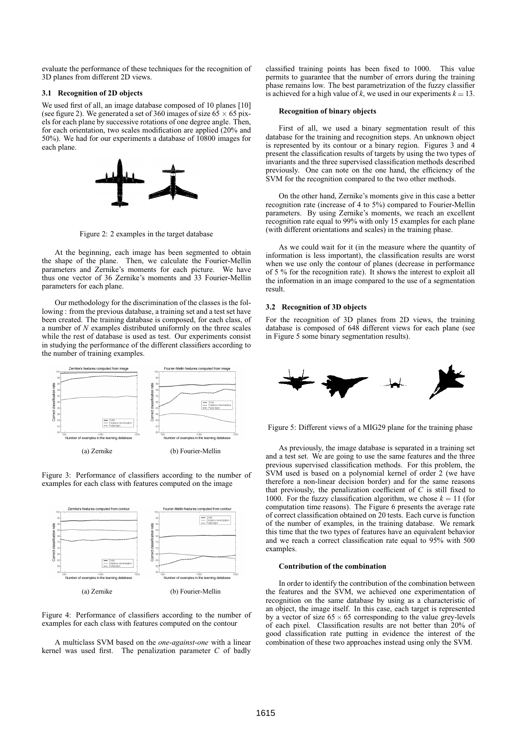evaluate the performance of these techniques for the recognition of 3D planes from different 2D views.

### 3.1 Recognition of 2D objects

We used first of all, an image database composed of 10 planes [10] (see figure 2). We generated a set of 360 images of size $65 \times 65$ pixels for each plane by successive rotations of one degree angle. Then, for each orientation, two scales modification are applied (20% and 50%). We had for our experiments a database of 10800 images for each plane.

Figure 2: 2 examples in the target database

At the beginning, each image has been segmented to obtain the shape of the plane. Then, we calculate the Fourier-Mellin parameters and Zernike's moments for each picture. We have thus one vector of 36 Zernike's moments and 33 Fourier-Mellin parameters for each plane.

Our methodology for the discrimination of the classes is the following : from the previous database, a training set and a test set have been created. The training database is composed, for each class, of a number of $N$ examples distributed uniformly on the three scales while the rest of database is used as test. Our experiments consist in studying the performance of the different classifiers according to the number of training examples.

(a) Zernike (b) Fourier-Mellin

Figure 3: Performance of classifiers according to the number of examples for each class with features computed on the image

(a) Zernike (b) Fourier-Mellin

Figure 4: Performance of classifiers according to the number of examples for each class with features computed on the contour

A multiclass SVM based on the *one-against-one* with a linear kernel was used first. The penalization parameter $C$ of badly classified training points has been fixed to 1000. This value permits to guarantee that the number of errors during the training phase remains low. The best parametrization of the fuzzy classifier is achieved for a high value of $k$, we used in our experiments $k = 13$.

#### Recognition of binary objects

First of all, we used a binary segmentation result of this database for the training and recognition steps. An unknown object is represented by its contour or a binary region. Figures 3 and 4 present the classification results of targets by using the two types of invariants and the three supervised classification methods described previously. One can note on the one hand, the efficiency of the SVM for the recognition compared to the two other methods.

On the other hand, Zernike's moments give in this case a better recognition rate (increase of 4 to 5%) compared to Fourier-Mellin parameters. By using Zernike's moments, we reach an excellent recognition rate equal to 99% with only 15 examples for each plane (with different orientations and scales) in the training phase.

As we could wait for it (in the measure where the quantity of information is less important), the classification results are worst when we use only the contour of planes (decrease in performance of 5 % for the recognition rate). It shows the interest to exploit all the information in an image compared to the use of a segmentation result.

### 3.2 Recognition of 3D objects

For the recognition of 3D planes from 2D views, the training database is composed of 648 different views for each plane (see in Figure 5 some binary segmentation results).

Figure 5: Different views of a MIG29 plane for the training phase

As previously, the image database is separated in a training set and a test set. We are going to use the same features and the three previous supervised classification methods. For this problem, the SVM used is based on a polynomial kernel of order 2 (we have therefore a non-linear decision border) and for the same reasons that previously, the penalization coefficient of $C$ is still fixed to 1000. For the fuzzy classification algorithm, we chose $k = 11$ (for computation time reasons). The Figure 6 presents the average rate of correct classification obtained on 20 tests. Each curve is function of the number of examples, in the training database. We remark this time that the two types of features have an equivalent behavior and we reach a correct classification rate equal to 95% with 500 examples.

#### Contribution of the combination

In order to identify the contribution of the combination between the features and the SVM, we achieved one experimentation of recognition on the same database by using as a characteristic of an object, the image itself. In this case, each target is represented by a vector of size $65 \times 65$ corresponding to the value grey-levels of each pixel. Classification results are not better than 20% of good classification rate putting in evidence the interest of the combination of these two approaches instead using only the SVM.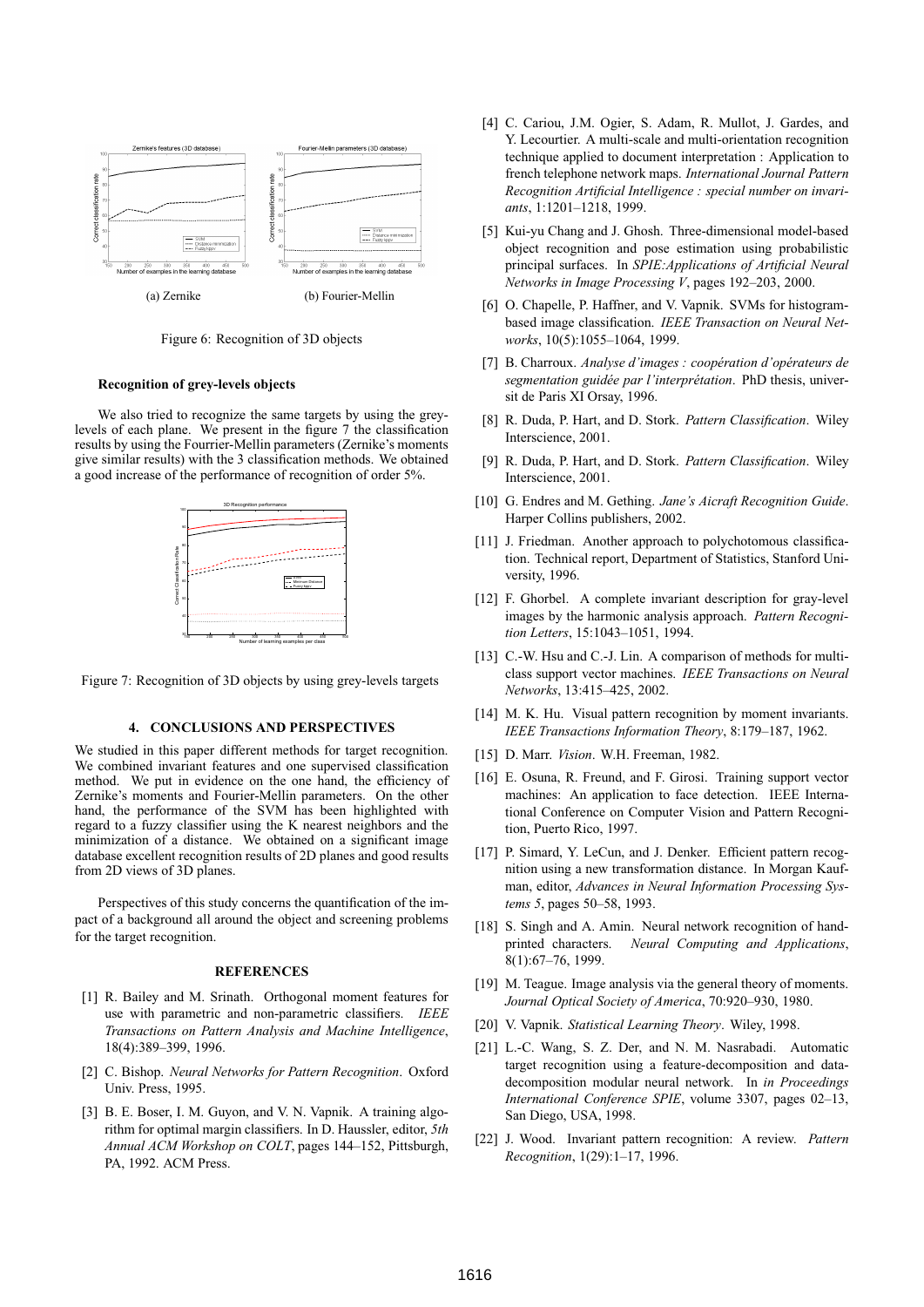Zernike's features (3D database)

100
90
80
70
60
50
40
30

Correct classification rate

150 200 250 300 350 400 450 500

Number of examples in the learning database

SVM
Distance minimization
Fuzzy kppv

Fourier-Mellin parameters (3D database)

100
90
80
70
60
50
40
30

Correct classification rate

150 200 250 300 350 400 450 500

Number of examples in the learning database

SVM
Distance minimization
Fuzzy kppv

(a) Zernike (b) Fourier-Mellin

Figure 6: Recognition of 3D objects

**Recognition of grey-levels objects**

We also tried to recognize the same targets by using the grey-levels of each plane. We present in the figure 7 the classification results by using the Fourrier-Mellin parameters (Zernike's moments give similar results) with the 3 classification methods. We obtained a good increase of the performance of recognition of order 5%.

3D Recognition performance

100
90
80
70
60
50
40
30

Correct Classification Rate

150 200 250 300 350 400 450 500

Number of learning examples per class

SVM
Minimum Distance
Fuzzy kppv

Figure 7: Recognition of 3D objects by using grey-levels targets

## 4. CONCLUSIONS AND PERSPECTIVES

We studied in this paper different methods for target recognition. We combined invariant features and one supervised classification method. We put in evidence on the one hand, the efficiency of Zernike's moments and Fourier-Mellin parameters. On the other hand, the performance of the SVM has been highlighted with regard to a fuzzy classifier using the K nearest neighbors and the minimization of a distance. We obtained on a significant image database excellent recognition results of 2D planes and good results from 2D views of 3D planes.

Perspectives of this study concerns the quantification of the impact of a background all around the object and screening problems for the target recognition.

## REFERENCES

[1] R. Bailey and M. Srinath. Orthogonal moment features for use with parametric and non-parametric classifiers. *IEEE Transactions on Pattern Analysis and Machine Intelligence*, 18(4):389–399, 1996.

[2] C. Bishop. *Neural Networks for Pattern Recognition*. Oxford Univ. Press, 1995.

[3] B. E. Boser, I. M. Guyon, and V. N. Vapnik. A training algorithm for optimal margin classifiers. In D. Haussler, editor, *5th Annual ACM Workshop on COLT*, pages 144–152, Pittsburgh, PA, 1992. ACM Press.

[4] C. Cariou, J.M. Ogier, S. Adam, R. Mullot, J. Gardes, and Y. Lecourtier. A multi-scale and multi-orientation recognition technique applied to document interpretation : Application to french telephone network maps. *International Journal Pattern Recognition Artificial Intelligence : special number on invariants*, 1:1201–1218, 1999.

[5] Kui-yu Chang and J. Ghosh. Three-dimensional model-based object recognition and pose estimation using probabilistic principal surfaces. In *SPIE:Applications of Artificial Neural Networks in Image Processing V*, pages 192–203, 2000.

[6] O. Chapelle, P. Haffner, and V. Vapnik. SVMs for histogram-based image classification. *IEEE Transaction on Neural Networks*, 10(5):1055–1064, 1999.

[7] B. Charroux. *Analyse d'images : coopération d'opérateurs de segmentation guidée par l'interprétation*. PhD thesis, universit de Paris XI Orsay, 1996.

[8] R. Duda, P. Hart, and D. Stork. *Pattern Classification*. Wiley Interscience, 2001.

[9] R. Duda, P. Hart, and D. Stork. *Pattern Classification*. Wiley Interscience, 2001.

[10] G. Endres and M. Gething. *Jane's Aicraft Recognition Guide*. Harper Collins publishers, 2002.

[11] J. Friedman. Another approach to polychotomous classification. Technical report, Department of Statistics, Stanford University, 1996.

[12] F. Ghorbel. A complete invariant description for gray-level images by the harmonic analysis approach. *Pattern Recognition Letters*, 15:1043–1051, 1994.

[13] C.-W. Hsu and C.-J. Lin. A comparison of methods for multi-class support vector machines. *IEEE Transactions on Neural Networks*, 13:415–425, 2002.

[14] M. K. Hu. Visual pattern recognition by moment invariants. *IEEE Transactions Information Theory*, 8:179–187, 1962.

[15] D. Marr. *Vision*. W.H. Freeman, 1982.

[16] E. Osuna, R. Freund, and F. Girosi. Training support vector machines: An application to face detection. IEEE International Conference on Computer Vision and Pattern Recognition, Puerto Rico, 1997.

[17] P. Simard, Y. LeCun, and J. Denker. Efficient pattern recognition using a new transformation distance. In Morgan Kaufman, editor, *Advances in Neural Information Processing Systems 5*, pages 50–58, 1993.

[18] S. Singh and A. Amin. Neural network recognition of hand-printed characters. *Neural Computing and Applications*, 8(1):67–76, 1999.

[19] M. Teague. Image analysis via the general theory of moments. *Journal Optical Society of America*, 70:920–930, 1980.

[20] V. Vapnik. *Statistical Learning Theory*. Wiley, 1998.

[21] L.-C. Wang, S. Z. Der, and N. M. Nasrabadi. Automatic target recognition using a feature-decomposition and data-decomposition modular neural network. In *in Proceedings International Conference SPIE*, volume 3307, pages 02–13, San Diego, USA, 1998.

[22] J. Wood. Invariant pattern recognition: A review. *Pattern Recognition*, 1(29):1–17, 1996.